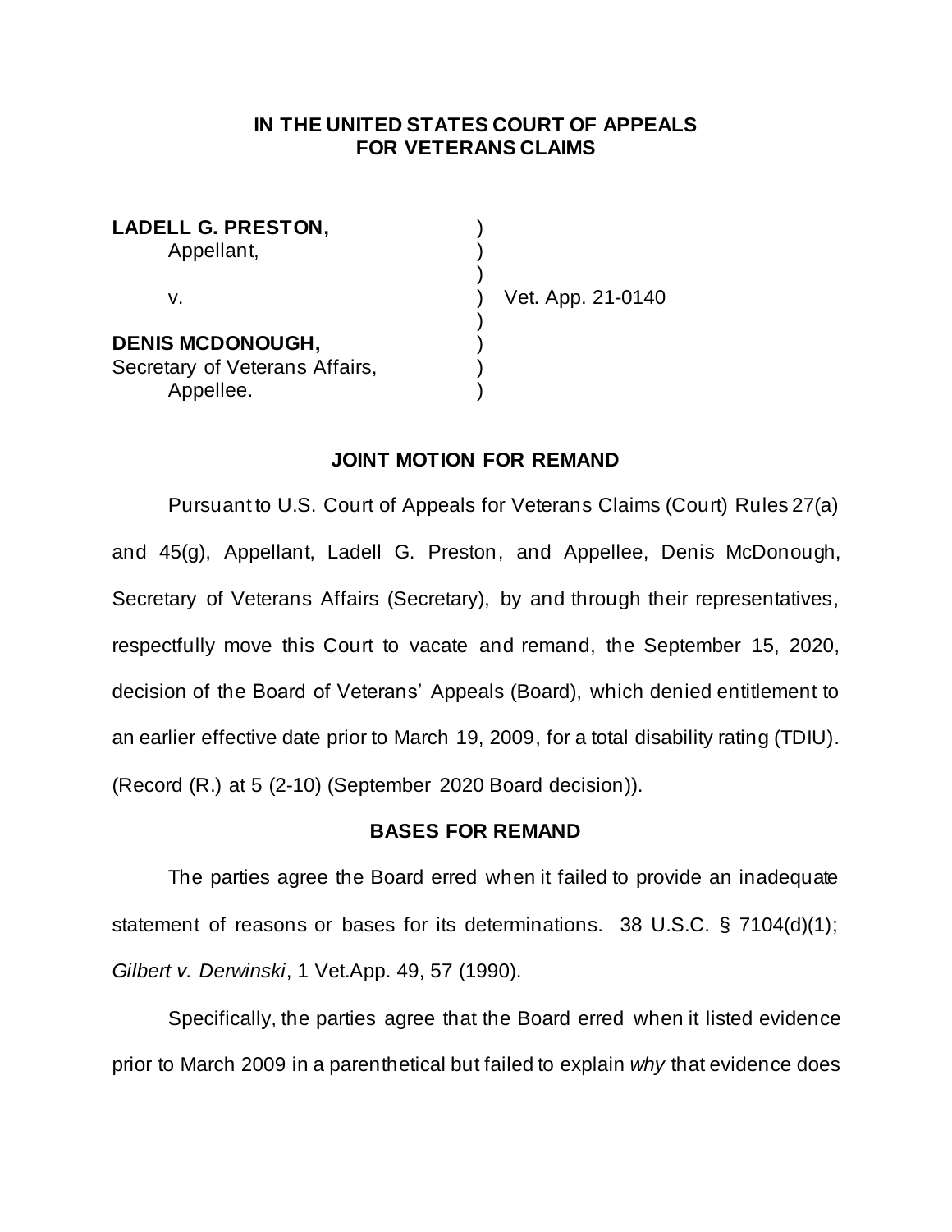**IN THE UNITED STATES COURT OF APPEALS FOR VETERANS CLAIMS**

**LADELL G. PRESTON,**
Appellant,

v. Vet. App. 21-0140

**DENIS MCDONOUGH,**
Secretary of Veterans Affairs,
Appellee.

**JOINT MOTION FOR REMAND**

Pursuant to U.S. Court of Appeals for Veterans Claims (Court) Rules 27(a) and 45(g), Appellant, Ladell G. Preston, and Appellee, Denis McDonough, Secretary of Veterans Affairs (Secretary), by and through their representatives, respectfully move this Court to vacate and remand, the September 15, 2020, decision of the Board of Veterans' Appeals (Board), which denied entitlement to an earlier effective date prior to March 19, 2009, for a total disability rating (TDIU). (Record (R.) at 5 (2-10) (September 2020 Board decision)).

**BASES FOR REMAND**

The parties agree the Board erred when it failed to provide an inadequate statement of reasons or bases for its determinations. 38 U.S.C. § 7104(d)(1); *Gilbert v. Derwinski*, 1 Vet.App. 49, 57 (1990).

Specifically, the parties agree that the Board erred when it listed evidence prior to March 2009 in a parenthetical but failed to explain *why* that evidence does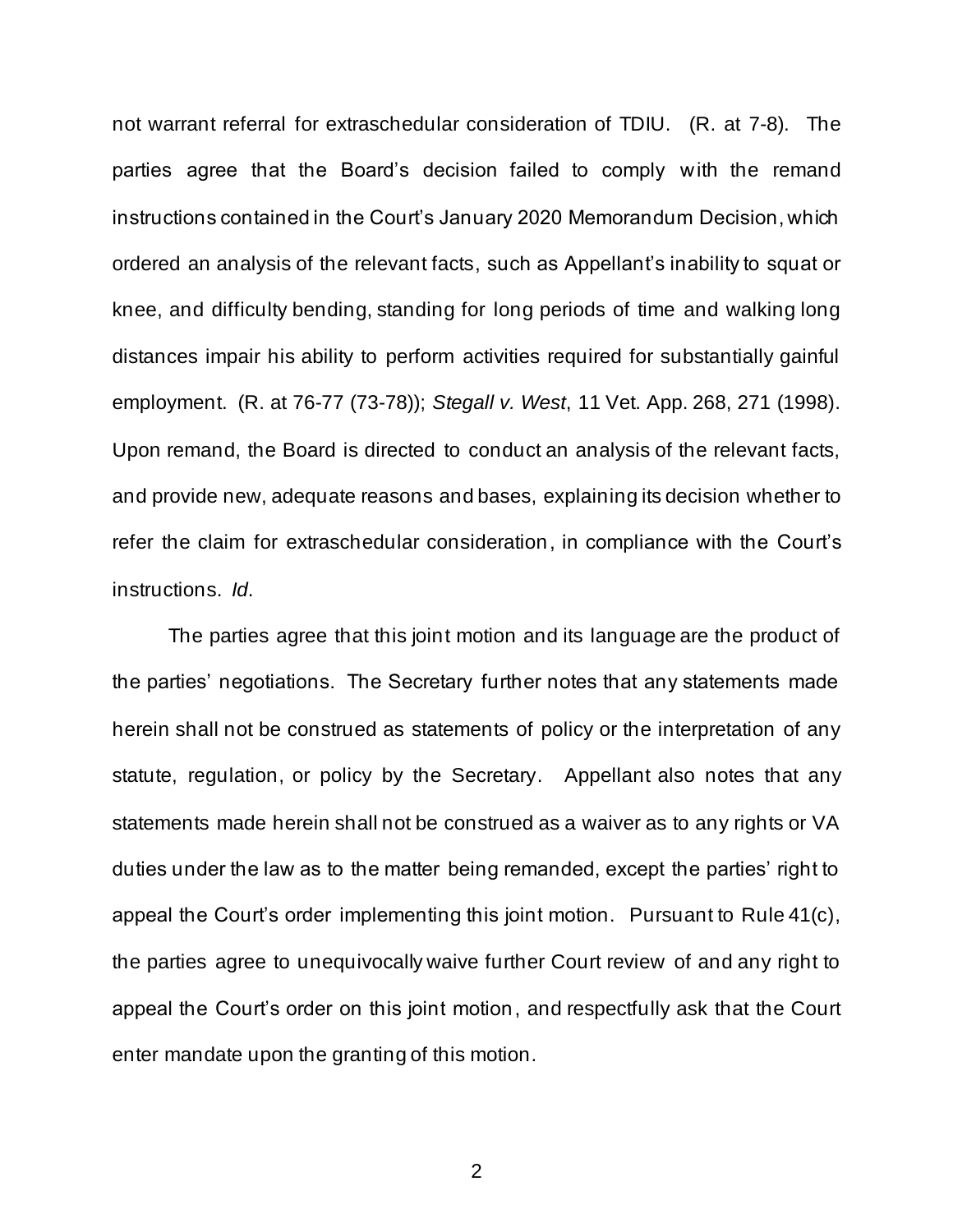not warrant referral for extraschedular consideration of TDIU. (R. at 7-8). The parties agree that the Board's decision failed to comply with the remand instructions contained in the Court's January 2020 Memorandum Decision, which ordered an analysis of the relevant facts, such as Appellant's inability to squat or knee, and difficulty bending, standing for long periods of time and walking long distances impair his ability to perform activities required for substantially gainful employment. (R. at 76-77 (73-78)); *Stegall v. West*, 11 Vet. App. 268, 271 (1998). Upon remand, the Board is directed to conduct an analysis of the relevant facts, and provide new, adequate reasons and bases, explaining its decision whether to refer the claim for extraschedular consideration, in compliance with the Court's instructions. *Id*.

The parties agree that this joint motion and its language are the product of the parties' negotiations. The Secretary further notes that any statements made herein shall not be construed as statements of policy or the interpretation of any statute, regulation, or policy by the Secretary. Appellant also notes that any statements made herein shall not be construed as a waiver as to any rights or VA duties under the law as to the matter being remanded, except the parties' right to appeal the Court's order implementing this joint motion. Pursuant to Rule 41(c), the parties agree to unequivocally waive further Court review of and any right to appeal the Court's order on this joint motion, and respectfully ask that the Court enter mandate upon the granting of this motion.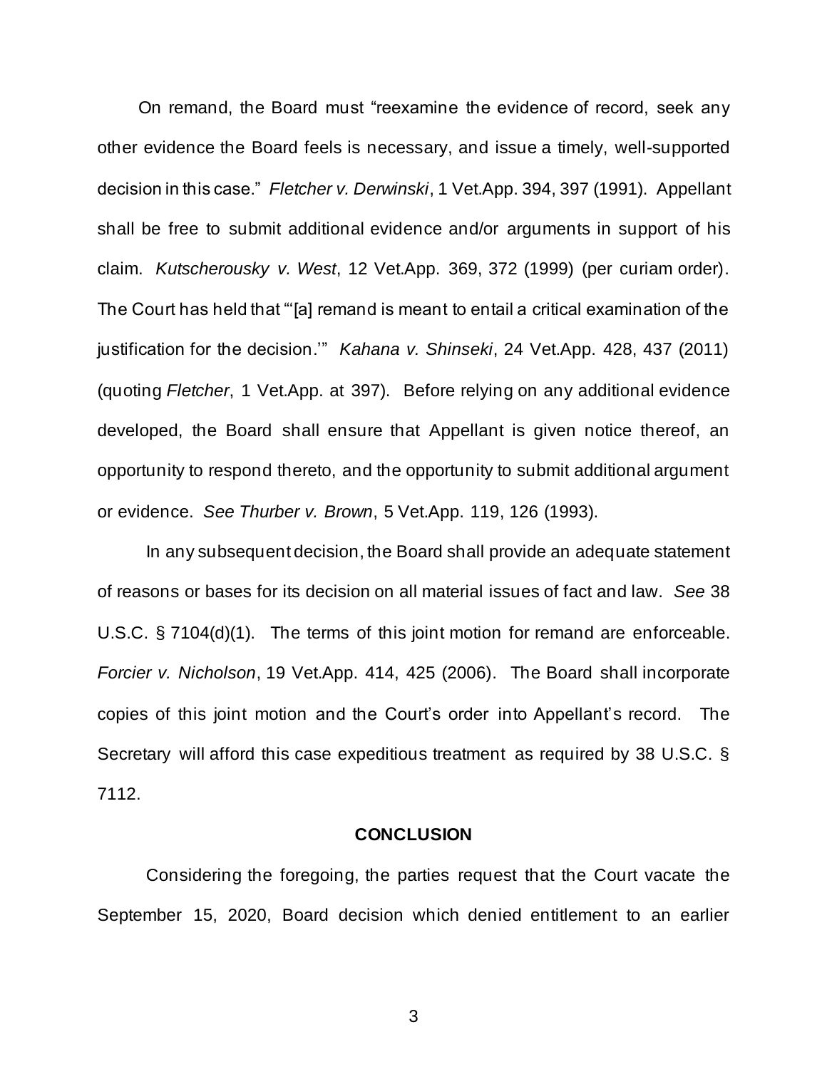On remand, the Board must "reexamine the evidence of record, seek any other evidence the Board feels is necessary, and issue a timely, well-supported decision in this case." *Fletcher v. Derwinski*, 1 Vet.App. 394, 397 (1991). Appellant shall be free to submit additional evidence and/or arguments in support of his claim. *Kutscherousky v. West*, 12 Vet.App. 369, 372 (1999) (per curiam order). The Court has held that "'[a] remand is meant to entail a critical examination of the justification for the decision.'" *Kahana v. Shinseki*, 24 Vet.App. 428, 437 (2011) (quoting *Fletcher*, 1 Vet.App. at 397). Before relying on any additional evidence developed, the Board shall ensure that Appellant is given notice thereof, an opportunity to respond thereto, and the opportunity to submit additional argument or evidence. *See Thurber v. Brown*, 5 Vet.App. 119, 126 (1993).

In any subsequent decision, the Board shall provide an adequate statement of reasons or bases for its decision on all material issues of fact and law. *See* 38 U.S.C. § 7104(d)(1). The terms of this joint motion for remand are enforceable. *Forcier v. Nicholson*, 19 Vet.App. 414, 425 (2006). The Board shall incorporate copies of this joint motion and the Court's order into Appellant's record. The Secretary will afford this case expeditious treatment as required by 38 U.S.C. § 7112.

**CONCLUSION**

Considering the foregoing, the parties request that the Court vacate the September 15, 2020, Board decision which denied entitlement to an earlier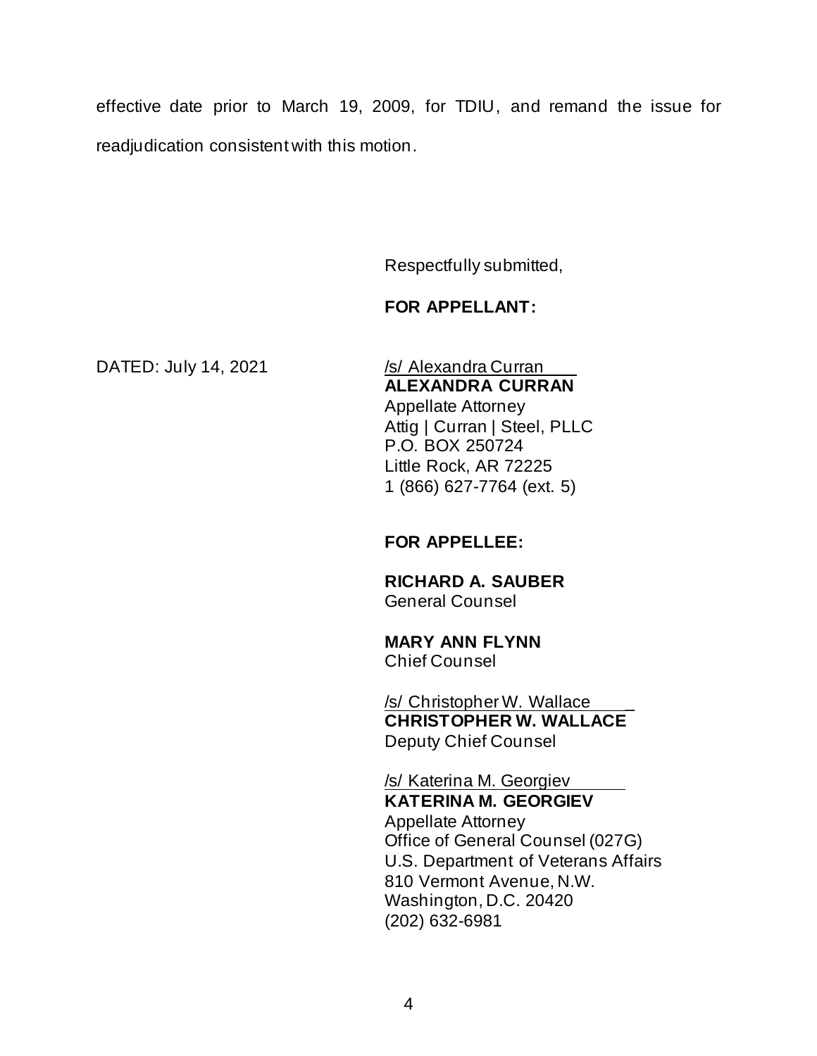effective date prior to March 19, 2009, for TDIU, and remand the issue for readjudication consistent with this motion.

Respectfully submitted,

**FOR APPELLANT:**

DATED: July 14, 2021

/s/ Alexandra Curran
**ALEXANDRA CURRAN**
Appellate Attorney
Attig | Curran | Steel, PLLC
P.O. BOX 250724
Little Rock, AR 72225
1 (866) 627-7764 (ext. 5)

**FOR APPELLEE:**

**RICHARD A. SAUBER**
General Counsel

**MARY ANN FLYNN**
Chief Counsel

/s/ Christopher W. Wallace
**CHRISTOPHER W. WALLACE**
Deputy Chief Counsel

/s/ Katerina M. Georgiev
**KATERINA M. GEORGIEV**
Appellate Attorney
Office of General Counsel (027G)
U.S. Department of Veterans Affairs
810 Vermont Avenue, N.W.
Washington, D.C. 20420
(202) 632-6981